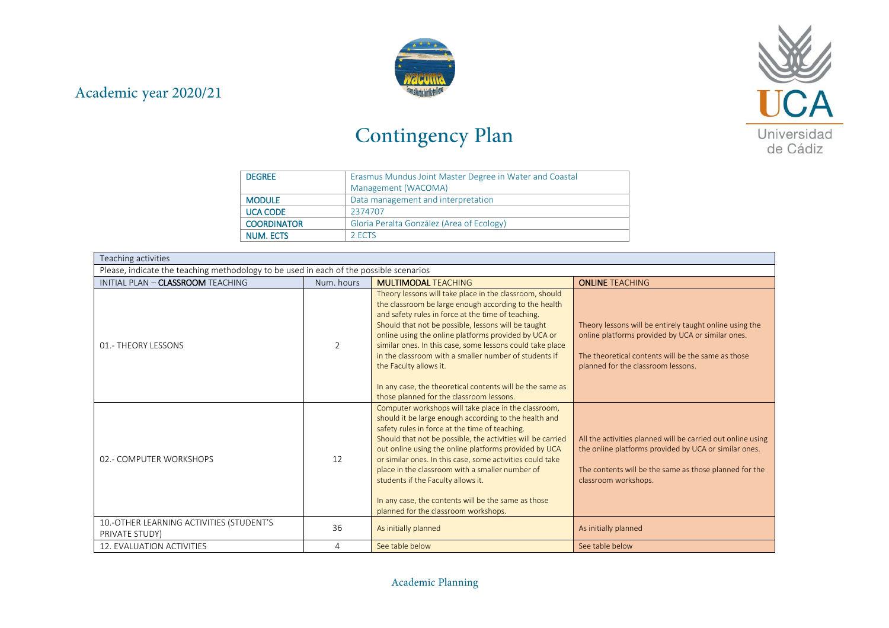Academic year 2020/21

# Contingency Plan

| DEGREE | Erasmus Mundus Joint Master Degree in Water and Coastal Management (WACOMA) |
|---|---|
| MODULE | Data management and interpretation |
| UCA CODE | 2374707 |
| COORDINATOR | Gloria Peralta González (Area of Ecology) |
| NUM. ECTS | 2 ECTS |

| Teaching activities | | | |
|---|---|---|---|
| Please, indicate the teaching methodology to be used in each of the possible scenarios | | | |
| INITIAL PLAN – **CLASSROOM** TEACHING | Num. hours | **MULTIMODAL** TEACHING | **ONLINE** TEACHING |
| 01.- THEORY LESSONS | 2 | Theory lessons will take place in the classroom, should the classroom be large enough according to the health and safety rules in force at the time of teaching. Should that not be possible, lessons will be taught online using the online platforms provided by UCA or similar ones. In this case, some lessons could take place in the classroom with a smaller number of students if the Faculty allows it.<br><br>In any case, the theoretical contents will be the same as those planned for the classroom lessons. | Theory lessons will be entirely taught online using the online platforms provided by UCA or similar ones.<br><br>The theoretical contents will be the same as those planned for the classroom lessons. |
| 02.- COMPUTER WORKSHOPS | 12 | Computer workshops will take place in the classroom, should it be large enough according to the health and safety rules in force at the time of teaching. Should that not be possible, the activities will be carried out online using the online platforms provided by UCA or similar ones. In this case, some activities could take place in the classroom with a smaller number of students if the Faculty allows it.<br><br>In any case, the contents will be the same as those planned for the classroom workshops. | All the activities planned will be carried out online using the online platforms provided by UCA or similar ones.<br><br>The contents will be the same as those planned for the classroom workshops. |
| 10.-OTHER LEARNING ACTIVITIES (STUDENT'S PRIVATE STUDY) | 36 | As initially planned | As initially planned |
| 12. EVALUATION ACTIVITIES | 4 | See table below | See table below |

Academic Planning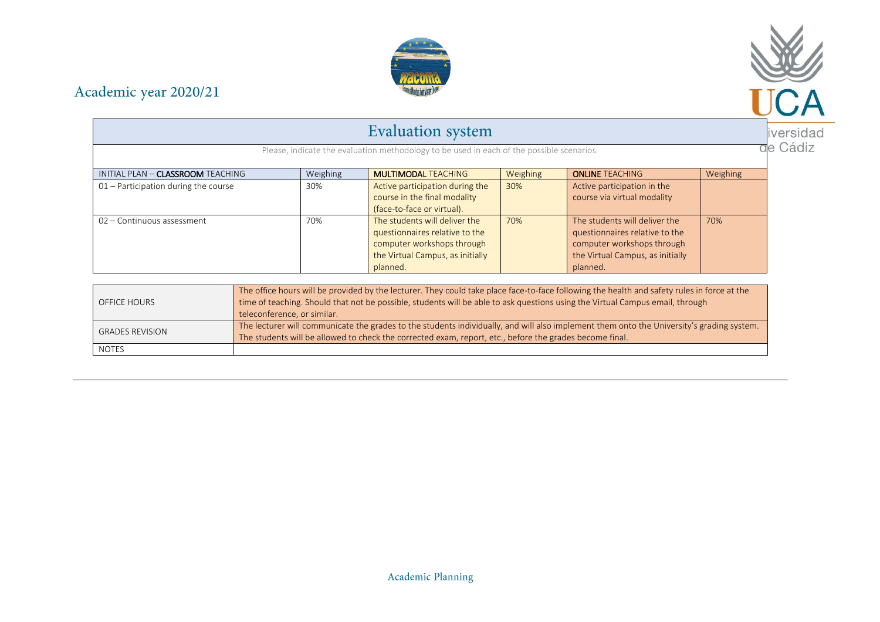Academic year 2020/21

# Evaluation system

Please, indicate the evaluation methodology to be used in each of the possible scenarios.

| INITIAL PLAN – **CLASSROOM** TEACHING | Weighing | **MULTIMODAL** TEACHING | Weighing | **ONLINE** TEACHING | Weighing |
|---|---|---|---|---|---|
| 01 – Participation during the course | 30% | Active participation during the course in the final modality (face-to-face or virtual). | 30% | Active participation in the course via virtual modality | |
| 02 – Continuous assessment | 70% | The students will deliver the questionnaires relative to the computer workshops through the Virtual Campus, as initially planned. | 70% | The students will deliver the questionnaires relative to the computer workshops through the Virtual Campus, as initially planned. | 70% |

| | |
|---|---|
| OFFICE HOURS | The office hours will be provided by the lecturer. They could take place face-to-face following the health and safety rules in force at the time of teaching. Should that not be possible, students will be able to ask questions using the Virtual Campus email, through teleconference, or similar. |
| GRADES REVISION | The lecturer will communicate the grades to the students individually, and will also implement them onto the University's grading system. The students will be allowed to check the corrected exam, report, etc., before the grades become final. |
| NOTES | |

Academic Planning